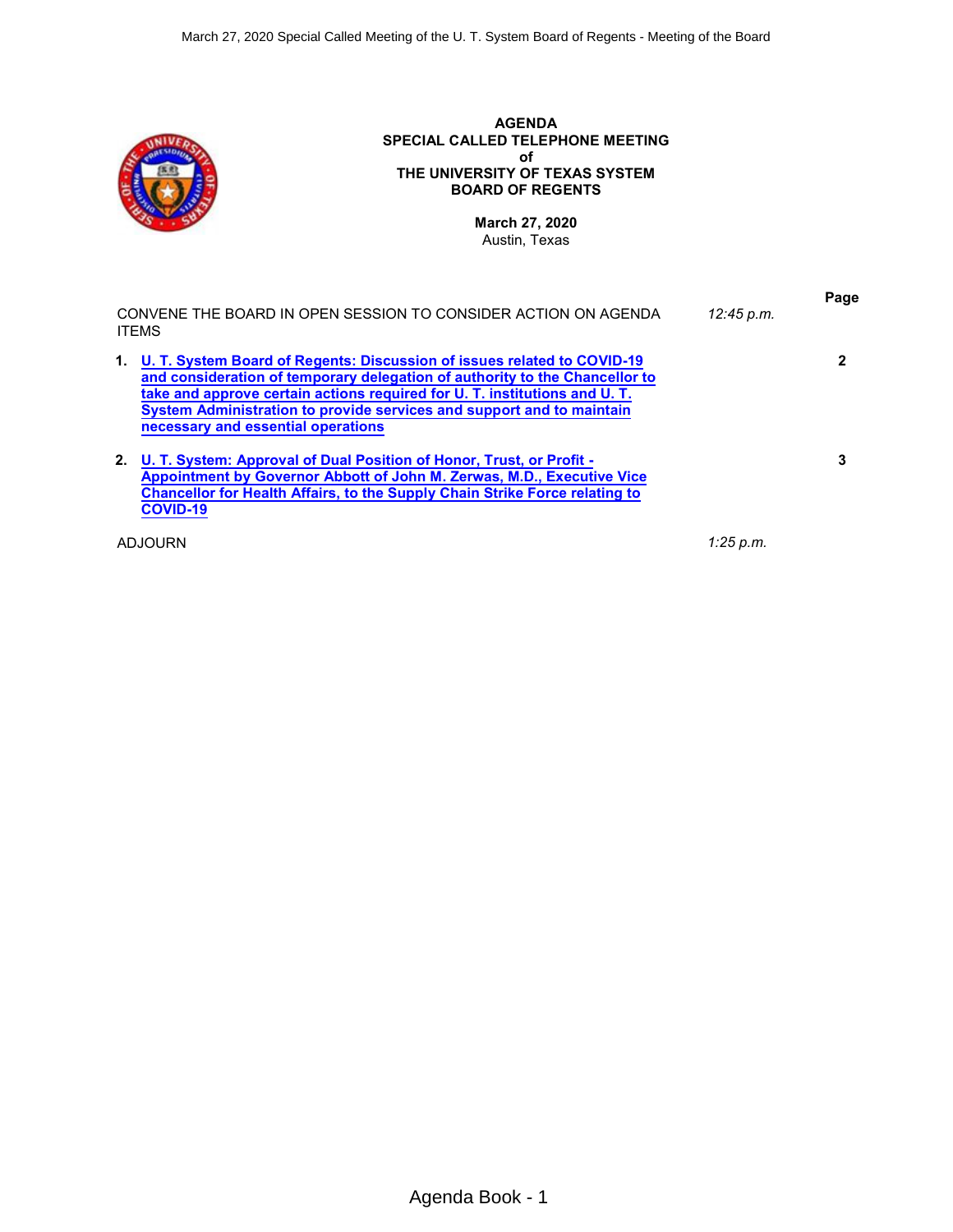**AGENDA**
**SPECIAL CALLED TELEPHONE MEETING**
**of**
**THE UNIVERSITY OF TEXAS SYSTEM**
**BOARD OF REGENTS**

**March 27, 2020**
Austin, Texas

| | | | Page |
|---|---|---|---|
| CONVENE THE BOARD IN OPEN SESSION TO CONSIDER ACTION ON AGENDA ITEMS | | *12:45 p.m.* | |
| 1. | **U. T. System Board of Regents: Discussion of issues related to COVID-19 and consideration of temporary delegation of authority to the Chancellor to take and approve certain actions required for U. T. institutions and U. T. System Administration to provide services and support and to maintain necessary and essential operations** | | 2 |
| 2. | **U. T. System: Approval of Dual Position of Honor, Trust, or Profit - Appointment by Governor Abbott of John M. Zerwas, M.D., Executive Vice Chancellor for Health Affairs, to the Supply Chain Strike Force relating to COVID-19** | | 3 |
| ADJOURN | | *1:25 p.m.* | |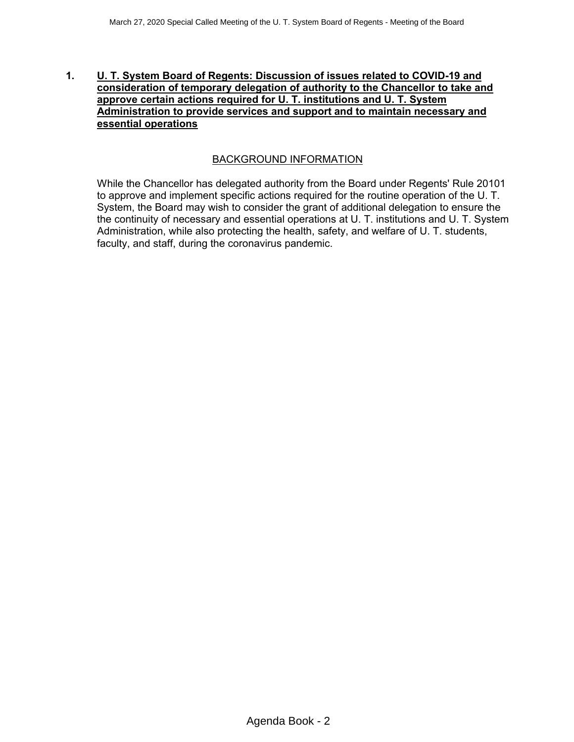1. **U. T. System Board of Regents: Discussion of issues related to COVID-19 and consideration of temporary delegation of authority to the Chancellor to take and approve certain actions required for U. T. institutions and U. T. System Administration to provide services and support and to maintain necessary and essential operations**

## BACKGROUND INFORMATION

While the Chancellor has delegated authority from the Board under Regents' Rule 20101 to approve and implement specific actions required for the routine operation of the U. T. System, the Board may wish to consider the grant of additional delegation to ensure the the continuity of necessary and essential operations at U. T. institutions and U. T. System Administration, while also protecting the health, safety, and welfare of U. T. students, faculty, and staff, during the coronavirus pandemic.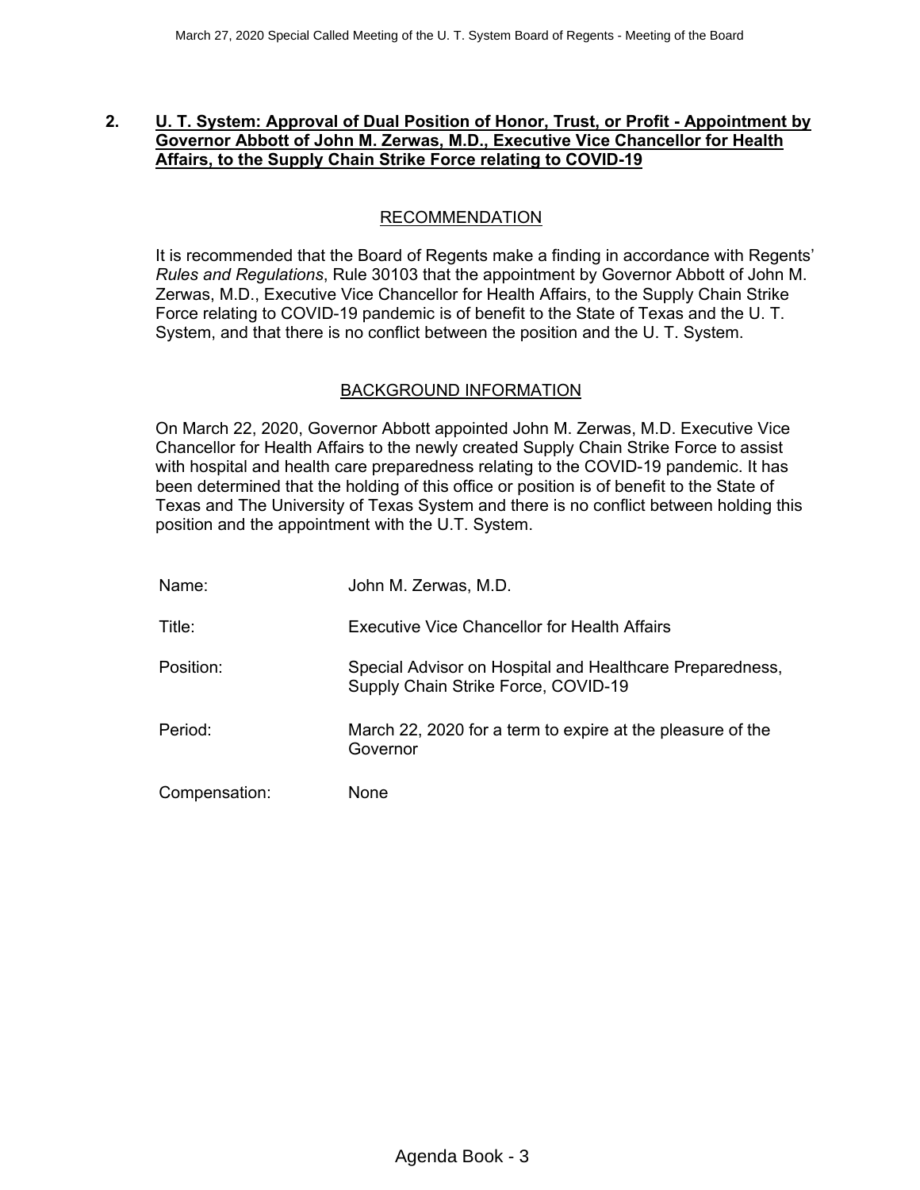## 2. U. T. System: Approval of Dual Position of Honor, Trust, or Profit - Appointment by Governor Abbott of John M. Zerwas, M.D., Executive Vice Chancellor for Health Affairs, to the Supply Chain Strike Force relating to COVID-19

### RECOMMENDATION

It is recommended that the Board of Regents make a finding in accordance with Regents' *Rules and Regulations*, Rule 30103 that the appointment by Governor Abbott of John M. Zerwas, M.D., Executive Vice Chancellor for Health Affairs, to the Supply Chain Strike Force relating to COVID-19 pandemic is of benefit to the State of Texas and the U. T. System, and that there is no conflict between the position and the U. T. System.

### BACKGROUND INFORMATION

On March 22, 2020, Governor Abbott appointed John M. Zerwas, M.D. Executive Vice Chancellor for Health Affairs to the newly created Supply Chain Strike Force to assist with hospital and health care preparedness relating to the COVID-19 pandemic. It has been determined that the holding of this office or position is of benefit to the State of Texas and The University of Texas System and there is no conflict between holding this position and the appointment with the U.T. System.

| | |
|---|---|
| Name: | John M. Zerwas, M.D. |
| Title: | Executive Vice Chancellor for Health Affairs |
| Position: | Special Advisor on Hospital and Healthcare Preparedness, Supply Chain Strike Force, COVID-19 |
| Period: | March 22, 2020 for a term to expire at the pleasure of the Governor |
| Compensation: | None |